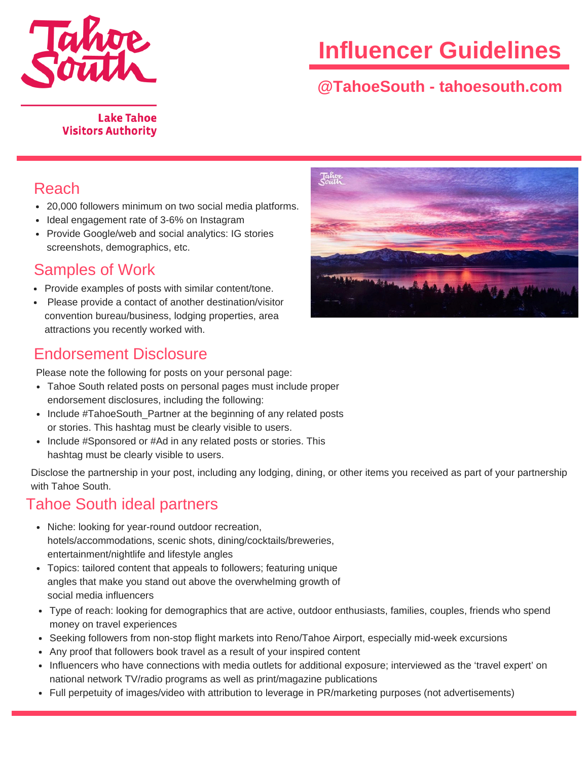Tahoe South

Lake Tahoe Visitors Authority

# Influencer Guidelines

## @TahoeSouth - tahoesouth.com

## Reach

- 20,000 followers minimum on two social media platforms.
- Ideal engagement rate of 3-6% on Instagram
- Provide Google/web and social analytics: IG stories screenshots, demographics, etc.

## Samples of Work

- Provide examples of posts with similar content/tone.
- Please provide a contact of another destination/visitor convention bureau/business, lodging properties, area attractions you recently worked with.

## Endorsement Disclosure

Please note the following for posts on your personal page:

- Tahoe South related posts on personal pages must include proper endorsement disclosures, including the following:
- Include #TahoeSouth_Partner at the beginning of any related posts or stories. This hashtag must be clearly visible to users.
- Include #Sponsored or #Ad in any related posts or stories. This hashtag must be clearly visible to users.

Disclose the partnership in your post, including any lodging, dining, or other items you received as part of your partnership with Tahoe South.

## Tahoe South ideal partners

- Niche: looking for year-round outdoor recreation, hotels/accommodations, scenic shots, dining/cocktails/breweries, entertainment/nightlife and lifestyle angles
- Topics: tailored content that appeals to followers; featuring unique angles that make you stand out above the overwhelming growth of social media influencers
- Type of reach: looking for demographics that are active, outdoor enthusiasts, families, couples, friends who spend money on travel experiences
- Seeking followers from non-stop flight markets into Reno/Tahoe Airport, especially mid-week excursions
- Any proof that followers book travel as a result of your inspired content
- Influencers who have connections with media outlets for additional exposure; interviewed as the 'travel expert' on national network TV/radio programs as well as print/magazine publications
- Full perpetuity of images/video with attribution to leverage in PR/marketing purposes (not advertisements)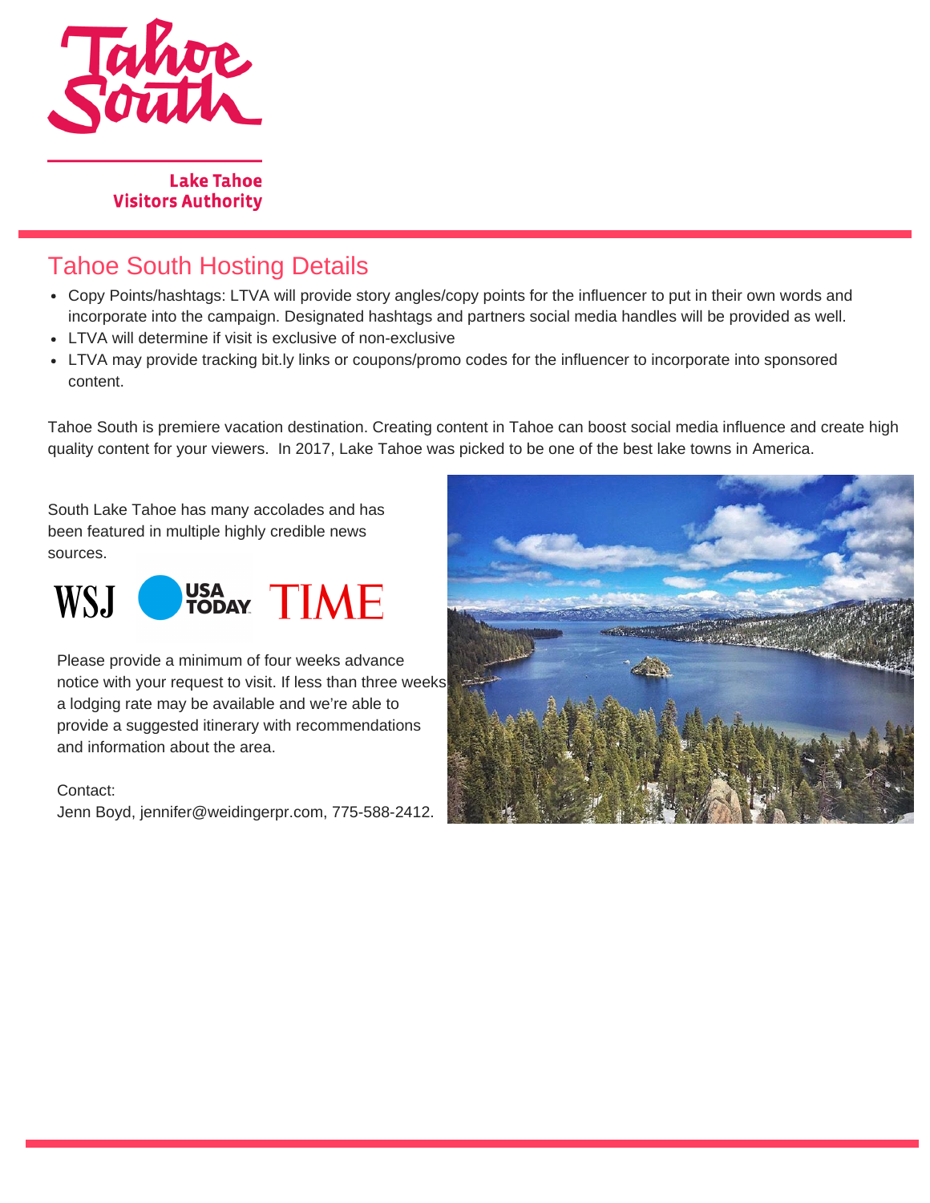Tahoe South

Lake Tahoe Visitors Authority

## Tahoe South Hosting Details

- Copy Points/hashtags: LTVA will provide story angles/copy points for the influencer to put in their own words and incorporate into the campaign. Designated hashtags and partners social media handles will be provided as well.
- LTVA will determine if visit is exclusive of non-exclusive
- LTVA may provide tracking bit.ly links or coupons/promo codes for the influencer to incorporate into sponsored content.

Tahoe South is premiere vacation destination. Creating content in Tahoe can boost social media influence and create high quality content for your viewers. In 2017, Lake Tahoe was picked to be one of the best lake towns in America.

South Lake Tahoe has many accolades and has been featured in multiple highly credible news sources.

WSJ USA TODAY TIME

Please provide a minimum of four weeks advance notice with your request to visit. If less than three weeks a lodging rate may be available and we're able to provide a suggested itinerary with recommendations and information about the area.

Contact:
Jenn Boyd, jennifer@weidingerpr.com, 775-588-2412.